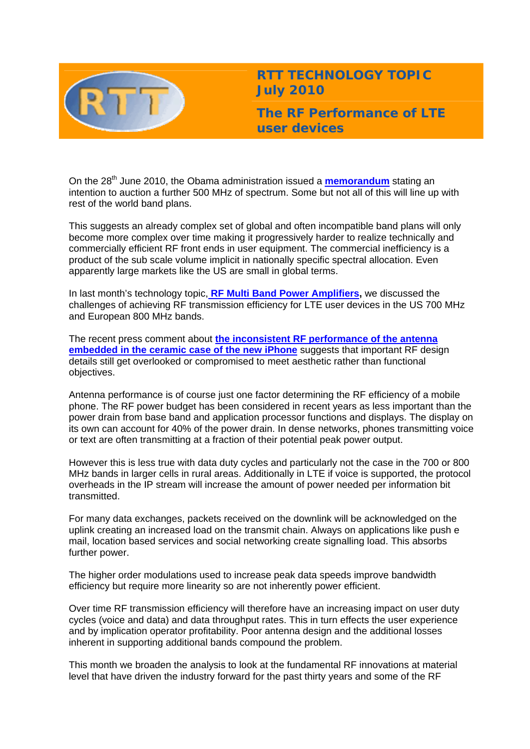# RTT TECHNOLOGY TOPIC July 2010

## The RF Performance of LTE user devices

On the 28th June 2010, the Obama administration issued a **memorandum** stating an intention to auction a further 500 MHz of spectrum. Some but not all of this will line up with rest of the world band plans.

This suggests an already complex set of global and often incompatible band plans will only become more complex over time making it progressively harder to realize technically and commercially efficient RF front ends in user equipment. The commercial inefficiency is a product of the sub scale volume implicit in nationally specific spectral allocation. Even apparently large markets like the US are small in global terms.

In last month's technology topic, **RF Multi Band Power Amplifiers**, we discussed the challenges of achieving RF transmission efficiency for LTE user devices in the US 700 MHz and European 800 MHz bands.

The recent press comment about **the inconsistent RF performance of the antenna embedded in the ceramic case of the new iPhone** suggests that important RF design details still get overlooked or compromised to meet aesthetic rather than functional objectives.

Antenna performance is of course just one factor determining the RF efficiency of a mobile phone. The RF power budget has been considered in recent years as less important than the power drain from base band and application processor functions and displays. The display on its own can account for 40% of the power drain. In dense networks, phones transmitting voice or text are often transmitting at a fraction of their potential peak power output.

However this is less true with data duty cycles and particularly not the case in the 700 or 800 MHz bands in larger cells in rural areas. Additionally in LTE if voice is supported, the protocol overheads in the IP stream will increase the amount of power needed per information bit transmitted.

For many data exchanges, packets received on the downlink will be acknowledged on the uplink creating an increased load on the transmit chain. Always on applications like push e mail, location based services and social networking create signalling load. This absorbs further power.

The higher order modulations used to increase peak data speeds improve bandwidth efficiency but require more linearity so are not inherently power efficient.

Over time RF transmission efficiency will therefore have an increasing impact on user duty cycles (voice and data) and data throughput rates. This in turn effects the user experience and by implication operator profitability. Poor antenna design and the additional losses inherent in supporting additional bands compound the problem.

This month we broaden the analysis to look at the fundamental RF innovations at material level that have driven the industry forward for the past thirty years and some of the RF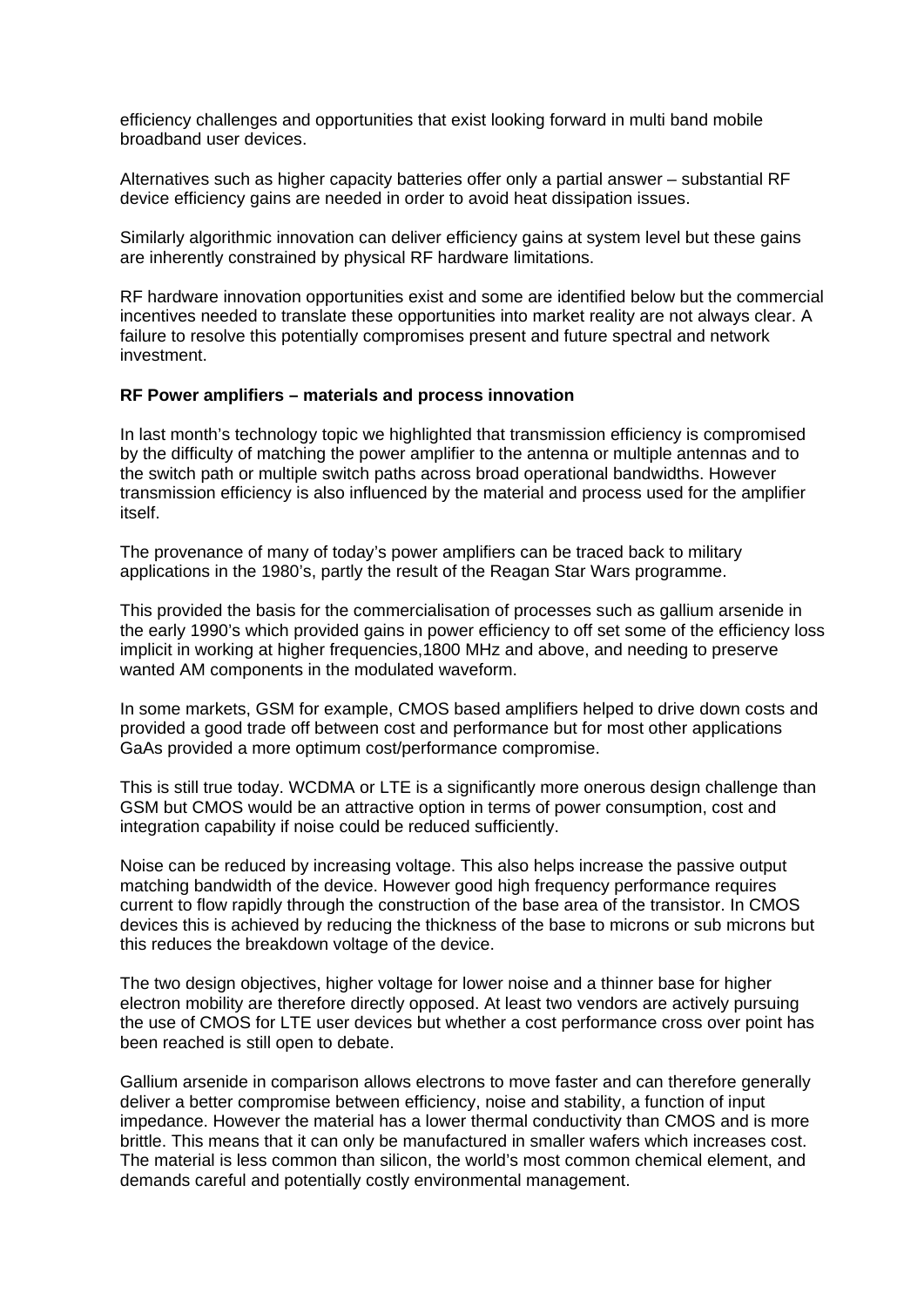efficiency challenges and opportunities that exist looking forward in multi band mobile broadband user devices.

Alternatives such as higher capacity batteries offer only a partial answer – substantial RF device efficiency gains are needed in order to avoid heat dissipation issues.

Similarly algorithmic innovation can deliver efficiency gains at system level but these gains are inherently constrained by physical RF hardware limitations.

RF hardware innovation opportunities exist and some are identified below but the commercial incentives needed to translate these opportunities into market reality are not always clear. A failure to resolve this potentially compromises present and future spectral and network investment.

**RF Power amplifiers – materials and process innovation**

In last month's technology topic we highlighted that transmission efficiency is compromised by the difficulty of matching the power amplifier to the antenna or multiple antennas and to the switch path or multiple switch paths across broad operational bandwidths. However transmission efficiency is also influenced by the material and process used for the amplifier itself.

The provenance of many of today's power amplifiers can be traced back to military applications in the 1980's, partly the result of the Reagan Star Wars programme.

This provided the basis for the commercialisation of processes such as gallium arsenide in the early 1990's which provided gains in power efficiency to off set some of the efficiency loss implicit in working at higher frequencies,1800 MHz and above, and needing to preserve wanted AM components in the modulated waveform.

In some markets, GSM for example, CMOS based amplifiers helped to drive down costs and provided a good trade off between cost and performance but for most other applications GaAs provided a more optimum cost/performance compromise.

This is still true today. WCDMA or LTE is a significantly more onerous design challenge than GSM but CMOS would be an attractive option in terms of power consumption, cost and integration capability if noise could be reduced sufficiently.

Noise can be reduced by increasing voltage. This also helps increase the passive output matching bandwidth of the device. However good high frequency performance requires current to flow rapidly through the construction of the base area of the transistor. In CMOS devices this is achieved by reducing the thickness of the base to microns or sub microns but this reduces the breakdown voltage of the device.

The two design objectives, higher voltage for lower noise and a thinner base for higher electron mobility are therefore directly opposed. At least two vendors are actively pursuing the use of CMOS for LTE user devices but whether a cost performance cross over point has been reached is still open to debate.

Gallium arsenide in comparison allows electrons to move faster and can therefore generally deliver a better compromise between efficiency, noise and stability, a function of input impedance. However the material has a lower thermal conductivity than CMOS and is more brittle. This means that it can only be manufactured in smaller wafers which increases cost. The material is less common than silicon, the world's most common chemical element, and demands careful and potentially costly environmental management.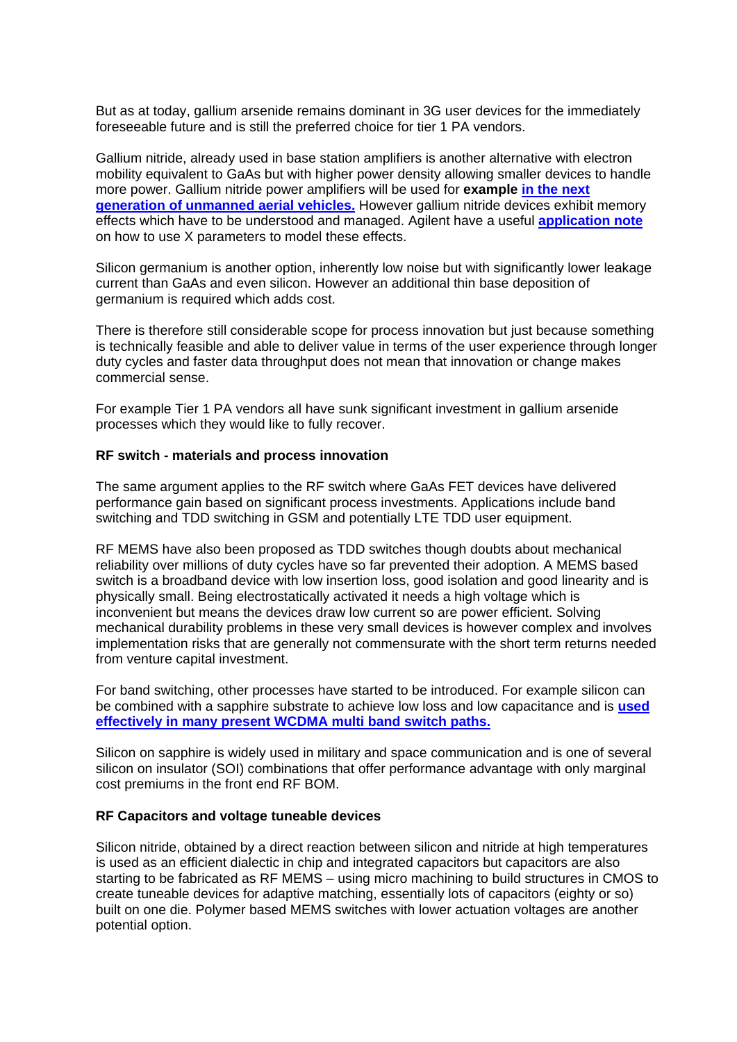But as at today, gallium arsenide remains dominant in 3G user devices for the immediately foreseeable future and is still the preferred choice for tier 1 PA vendors.

Gallium nitride, already used in base station amplifiers is another alternative with electron mobility equivalent to GaAs but with higher power density allowing smaller devices to handle more power. Gallium nitride power amplifiers will be used for **example** **in the next generation of unmanned aerial vehicles.** However gallium nitride devices exhibit memory effects which have to be understood and managed. Agilent have a useful **application note** on how to use X parameters to model these effects.

Silicon germanium is another option, inherently low noise but with significantly lower leakage current than GaAs and even silicon. However an additional thin base deposition of germanium is required which adds cost.

There is therefore still considerable scope for process innovation but just because something is technically feasible and able to deliver value in terms of the user experience through longer duty cycles and faster data throughput does not mean that innovation or change makes commercial sense.

For example Tier 1 PA vendors all have sunk significant investment in gallium arsenide processes which they would like to fully recover.

**RF switch - materials and process innovation**

The same argument applies to the RF switch where GaAs FET devices have delivered performance gain based on significant process investments. Applications include band switching and TDD switching in GSM and potentially LTE TDD user equipment.

RF MEMS have also been proposed as TDD switches though doubts about mechanical reliability over millions of duty cycles have so far prevented their adoption. A MEMS based switch is a broadband device with low insertion loss, good isolation and good linearity and is physically small. Being electrostatically activated it needs a high voltage which is inconvenient but means the devices draw low current so are power efficient. Solving mechanical durability problems in these very small devices is however complex and involves implementation risks that are generally not commensurate with the short term returns needed from venture capital investment.

For band switching, other processes have started to be introduced. For example silicon can be combined with a sapphire substrate to achieve low loss and low capacitance and is **used effectively in many present WCDMA multi band switch paths.**

Silicon on sapphire is widely used in military and space communication and is one of several silicon on insulator (SOI) combinations that offer performance advantage with only marginal cost premiums in the front end RF BOM.

**RF Capacitors and voltage tuneable devices**

Silicon nitride, obtained by a direct reaction between silicon and nitride at high temperatures is used as an efficient dialectic in chip and integrated capacitors but capacitors are also starting to be fabricated as RF MEMS – using micro machining to build structures in CMOS to create tuneable devices for adaptive matching, essentially lots of capacitors (eighty or so) built on one die. Polymer based MEMS switches with lower actuation voltages are another potential option.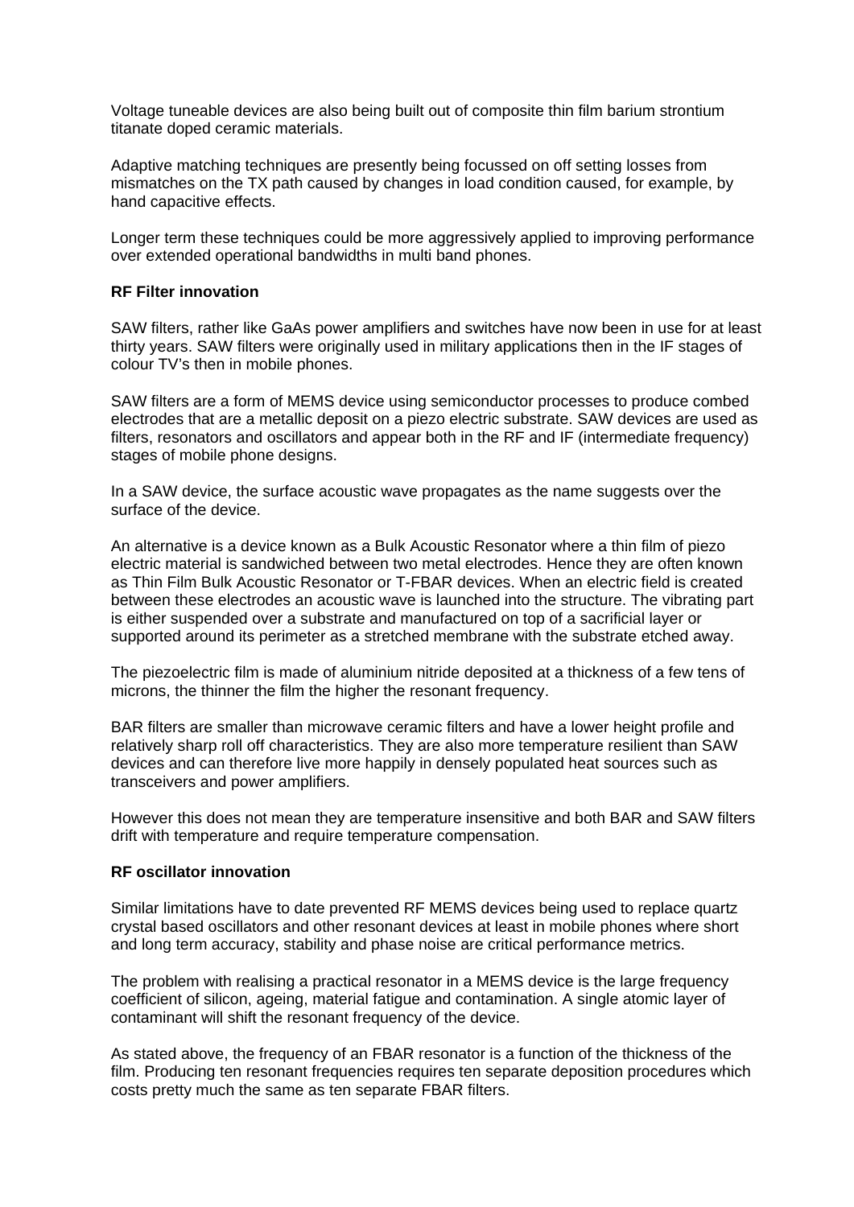Voltage tuneable devices are also being built out of composite thin film barium strontium titanate doped ceramic materials.

Adaptive matching techniques are presently being focussed on off setting losses from mismatches on the TX path caused by changes in load condition caused, for example, by hand capacitive effects.

Longer term these techniques could be more aggressively applied to improving performance over extended operational bandwidths in multi band phones.

**RF Filter innovation**

SAW filters, rather like GaAs power amplifiers and switches have now been in use for at least thirty years. SAW filters were originally used in military applications then in the IF stages of colour TV's then in mobile phones.

SAW filters are a form of MEMS device using semiconductor processes to produce combed electrodes that are a metallic deposit on a piezo electric substrate. SAW devices are used as filters, resonators and oscillators and appear both in the RF and IF (intermediate frequency) stages of mobile phone designs.

In a SAW device, the surface acoustic wave propagates as the name suggests over the surface of the device.

An alternative is a device known as a Bulk Acoustic Resonator where a thin film of piezo electric material is sandwiched between two metal electrodes. Hence they are often known as Thin Film Bulk Acoustic Resonator or T-FBAR devices. When an electric field is created between these electrodes an acoustic wave is launched into the structure. The vibrating part is either suspended over a substrate and manufactured on top of a sacrificial layer or supported around its perimeter as a stretched membrane with the substrate etched away.

The piezoelectric film is made of aluminium nitride deposited at a thickness of a few tens of microns, the thinner the film the higher the resonant frequency.

BAR filters are smaller than microwave ceramic filters and have a lower height profile and relatively sharp roll off characteristics. They are also more temperature resilient than SAW devices and can therefore live more happily in densely populated heat sources such as transceivers and power amplifiers.

However this does not mean they are temperature insensitive and both BAR and SAW filters drift with temperature and require temperature compensation.

**RF oscillator innovation**

Similar limitations have to date prevented RF MEMS devices being used to replace quartz crystal based oscillators and other resonant devices at least in mobile phones where short and long term accuracy, stability and phase noise are critical performance metrics.

The problem with realising a practical resonator in a MEMS device is the large frequency coefficient of silicon, ageing, material fatigue and contamination. A single atomic layer of contaminant will shift the resonant frequency of the device.

As stated above, the frequency of an FBAR resonator is a function of the thickness of the film. Producing ten resonant frequencies requires ten separate deposition procedures which costs pretty much the same as ten separate FBAR filters.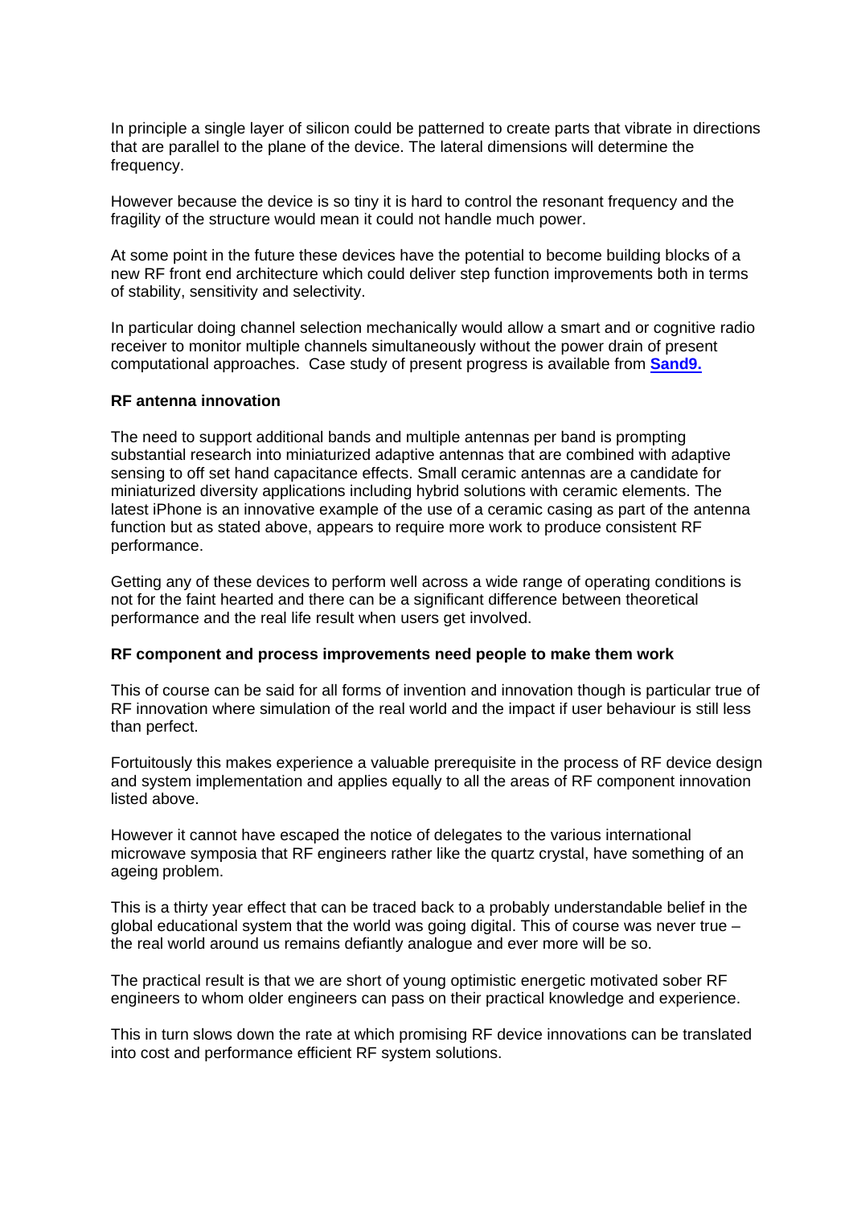In principle a single layer of silicon could be patterned to create parts that vibrate in directions that are parallel to the plane of the device. The lateral dimensions will determine the frequency.

However because the device is so tiny it is hard to control the resonant frequency and the fragility of the structure would mean it could not handle much power.

At some point in the future these devices have the potential to become building blocks of a new RF front end architecture which could deliver step function improvements both in terms of stability, sensitivity and selectivity.

In particular doing channel selection mechanically would allow a smart and or cognitive radio receiver to monitor multiple channels simultaneously without the power drain of present computational approaches. Case study of present progress is available from **Sand9.**

**RF antenna innovation**

The need to support additional bands and multiple antennas per band is prompting substantial research into miniaturized adaptive antennas that are combined with adaptive sensing to off set hand capacitance effects. Small ceramic antennas are a candidate for miniaturized diversity applications including hybrid solutions with ceramic elements. The latest iPhone is an innovative example of the use of a ceramic casing as part of the antenna function but as stated above, appears to require more work to produce consistent RF performance.

Getting any of these devices to perform well across a wide range of operating conditions is not for the faint hearted and there can be a significant difference between theoretical performance and the real life result when users get involved.

**RF component and process improvements need people to make them work**

This of course can be said for all forms of invention and innovation though is particular true of RF innovation where simulation of the real world and the impact if user behaviour is still less than perfect.

Fortuitously this makes experience a valuable prerequisite in the process of RF device design and system implementation and applies equally to all the areas of RF component innovation listed above.

However it cannot have escaped the notice of delegates to the various international microwave symposia that RF engineers rather like the quartz crystal, have something of an ageing problem.

This is a thirty year effect that can be traced back to a probably understandable belief in the global educational system that the world was going digital. This of course was never true – the real world around us remains defiantly analogue and ever more will be so.

The practical result is that we are short of young optimistic energetic motivated sober RF engineers to whom older engineers can pass on their practical knowledge and experience.

This in turn slows down the rate at which promising RF device innovations can be translated into cost and performance efficient RF system solutions.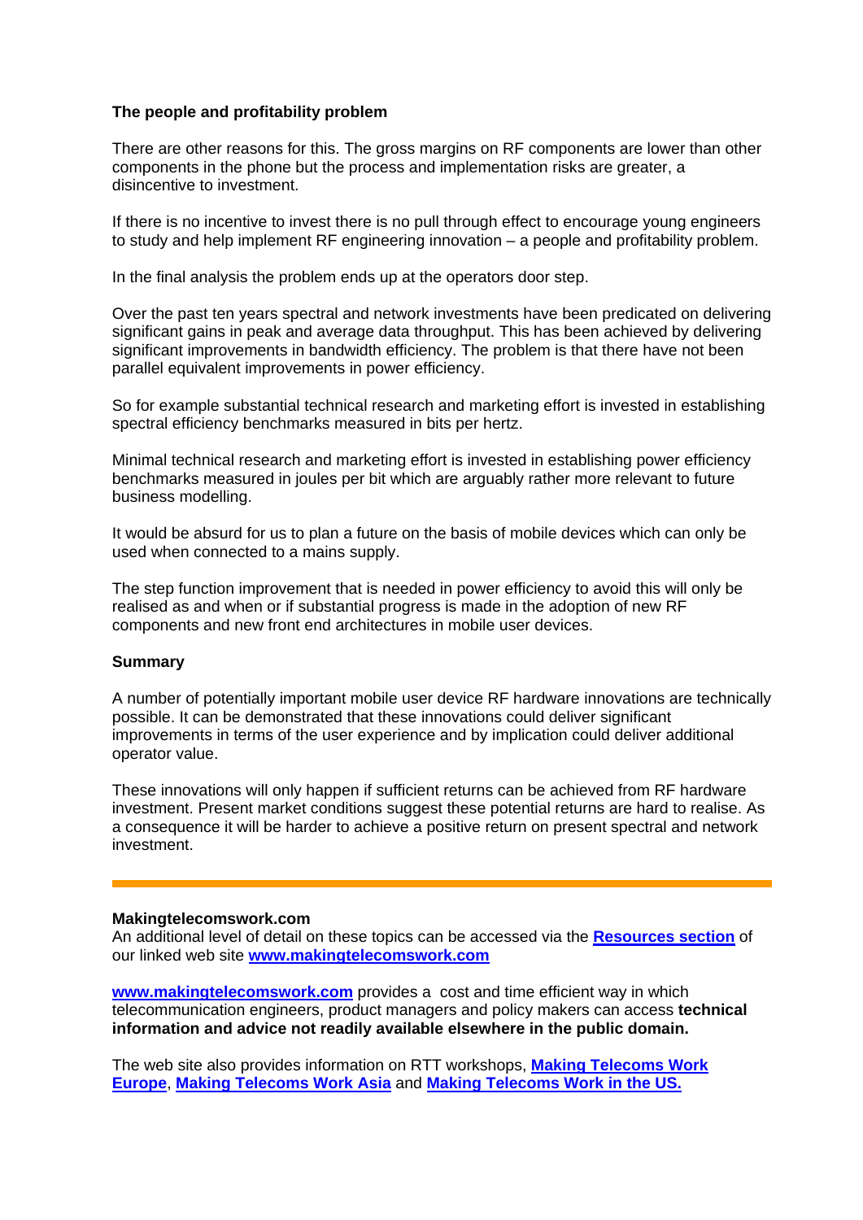**The people and profitability problem**

There are other reasons for this. The gross margins on RF components are lower than other components in the phone but the process and implementation risks are greater, a disincentive to investment.

If there is no incentive to invest there is no pull through effect to encourage young engineers to study and help implement RF engineering innovation – a people and profitability problem.

In the final analysis the problem ends up at the operators door step.

Over the past ten years spectral and network investments have been predicated on delivering significant gains in peak and average data throughput. This has been achieved by delivering significant improvements in bandwidth efficiency. The problem is that there have not been parallel equivalent improvements in power efficiency.

So for example substantial technical research and marketing effort is invested in establishing spectral efficiency benchmarks measured in bits per hertz.

Minimal technical research and marketing effort is invested in establishing power efficiency benchmarks measured in joules per bit which are arguably rather more relevant to future business modelling.

It would be absurd for us to plan a future on the basis of mobile devices which can only be used when connected to a mains supply.

The step function improvement that is needed in power efficiency to avoid this will only be realised as and when or if substantial progress is made in the adoption of new RF components and new front end architectures in mobile user devices.

**Summary**

A number of potentially important mobile user device RF hardware innovations are technically possible. It can be demonstrated that these innovations could deliver significant improvements in terms of the user experience and by implication could deliver additional operator value.

These innovations will only happen if sufficient returns can be achieved from RF hardware investment. Present market conditions suggest these potential returns are hard to realise. As a consequence it will be harder to achieve a positive return on present spectral and network investment.

---

**Makingtelecomswork.com**
An additional level of detail on these topics can be accessed via the **Resources section** of our linked web site **www.makingtelecomswork.com**

**www.makingtelecomswork.com** provides a cost and time efficient way in which telecommunication engineers, product managers and policy makers can access **technical information and advice not readily available elsewhere in the public domain.**

The web site also provides information on RTT workshops, **Making Telecoms Work Europe**, **Making Telecoms Work Asia** and **Making Telecoms Work in the US.**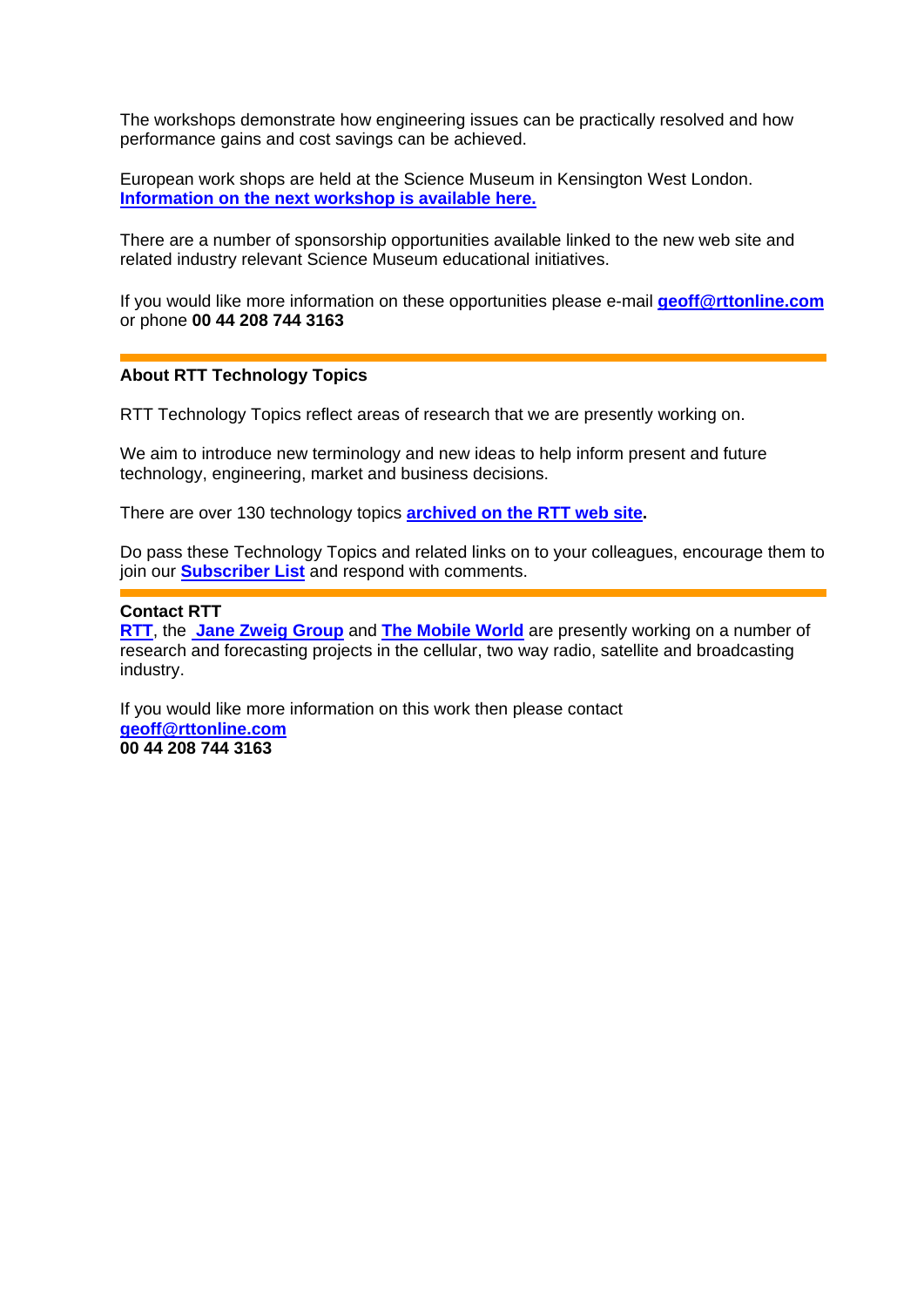The workshops demonstrate how engineering issues can be practically resolved and how performance gains and cost savings can be achieved.

European work shops are held at the Science Museum in Kensington West London. **Information on the next workshop is available here.**

There are a number of sponsorship opportunities available linked to the new web site and related industry relevant Science Museum educational initiatives.

If you would like more information on these opportunities please e-mail **geoff@rttonline.com** or phone **00 44 208 744 3163**

---

**About RTT Technology Topics**

RTT Technology Topics reflect areas of research that we are presently working on.

We aim to introduce new terminology and new ideas to help inform present and future technology, engineering, market and business decisions.

There are over 130 technology topics **archived on the RTT web site.**

Do pass these Technology Topics and related links on to your colleagues, encourage them to join our **Subscriber List** and respond with comments.

---

**Contact RTT**

**RTT**, the **Jane Zweig Group** and **The Mobile World** are presently working on a number of research and forecasting projects in the cellular, two way radio, satellite and broadcasting industry.

If you would like more information on this work then please contact
**geoff@rttonline.com**
**00 44 208 744 3163**